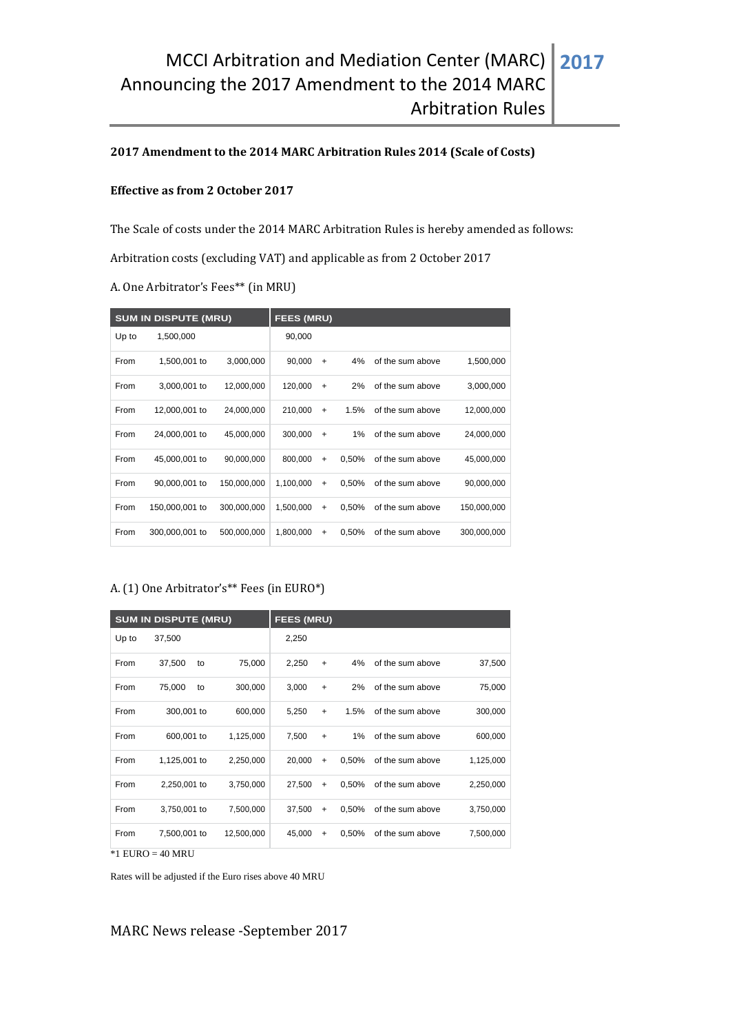# MCCI Arbitration and Mediation Center (MARC) Announcing the 2017 Amendment to the 2014 MARC Arbitration Rules

**2017**

**2017 Amendment to the 2014 MARC Arbitration Rules 2014 (Scale of Costs)**

**Effective as from 2 October 2017**

The Scale of costs under the 2014 MARC Arbitration Rules is hereby amended as follows:

Arbitration costs (excluding VAT) and applicable as from 2 October 2017

A. One Arbitrator's Fees** (in MRU)

| SUM IN DISPUTE (MRU) | | | FEES (MRU) | | | | |
|---|---|---|---|---|---|---|---|
| Up to | 1,500,000 | | 90,000 | | | | |
| From | 1,500,001 to | 3,000,000 | 90,000 | + | 4% | of the sum above | 1,500,000 |
| From | 3,000,001 to | 12,000,000 | 120,000 | + | 2% | of the sum above | 3,000,000 |
| From | 12,000,001 to | 24,000,000 | 210,000 | + | 1.5% | of the sum above | 12,000,000 |
| From | 24,000,001 to | 45,000,000 | 300,000 | + | 1% | of the sum above | 24,000,000 |
| From | 45,000,001 to | 90,000,000 | 800,000 | + | 0,50% | of the sum above | 45,000,000 |
| From | 90,000,001 to | 150,000,000 | 1,100,000 | + | 0,50% | of the sum above | 90,000,000 |
| From | 150,000,001 to | 300,000,000 | 1,500,000 | + | 0,50% | of the sum above | 150,000,000 |
| From | 300,000,001 to | 500,000,000 | 1,800,000 | + | 0,50% | of the sum above | 300,000,000 |

A. (1) One Arbitrator's** Fees (in EURO*)

| SUM IN DISPUTE (MRU) | | | FEES (MRU) | | | | |
|---|---|---|---|---|---|---|---|
| Up to | 37,500 | | 2,250 | | | | |
| From | 37,500 to | 75,000 | 2,250 | + | 4% | of the sum above | 37,500 |
| From | 75,000 to | 300,000 | 3,000 | + | 2% | of the sum above | 75,000 |
| From | 300,001 to | 600,000 | 5,250 | + | 1.5% | of the sum above | 300,000 |
| From | 600,001 to | 1,125,000 | 7,500 | + | 1% | of the sum above | 600,000 |
| From | 1,125,001 to | 2,250,000 | 20,000 | + | 0,50% | of the sum above | 1,125,000 |
| From | 2,250,001 to | 3,750,000 | 27,500 | + | 0,50% | of the sum above | 2,250,000 |
| From | 3,750,001 to | 7,500,000 | 37,500 | + | 0,50% | of the sum above | 3,750,000 |
| From | 7,500,001 to | 12,500,000 | 45,000 | + | 0,50% | of the sum above | 7,500,000 |

*1 EURO = 40 MRU

Rates will be adjusted if the Euro rises above 40 MRU

MARC News release -September 2017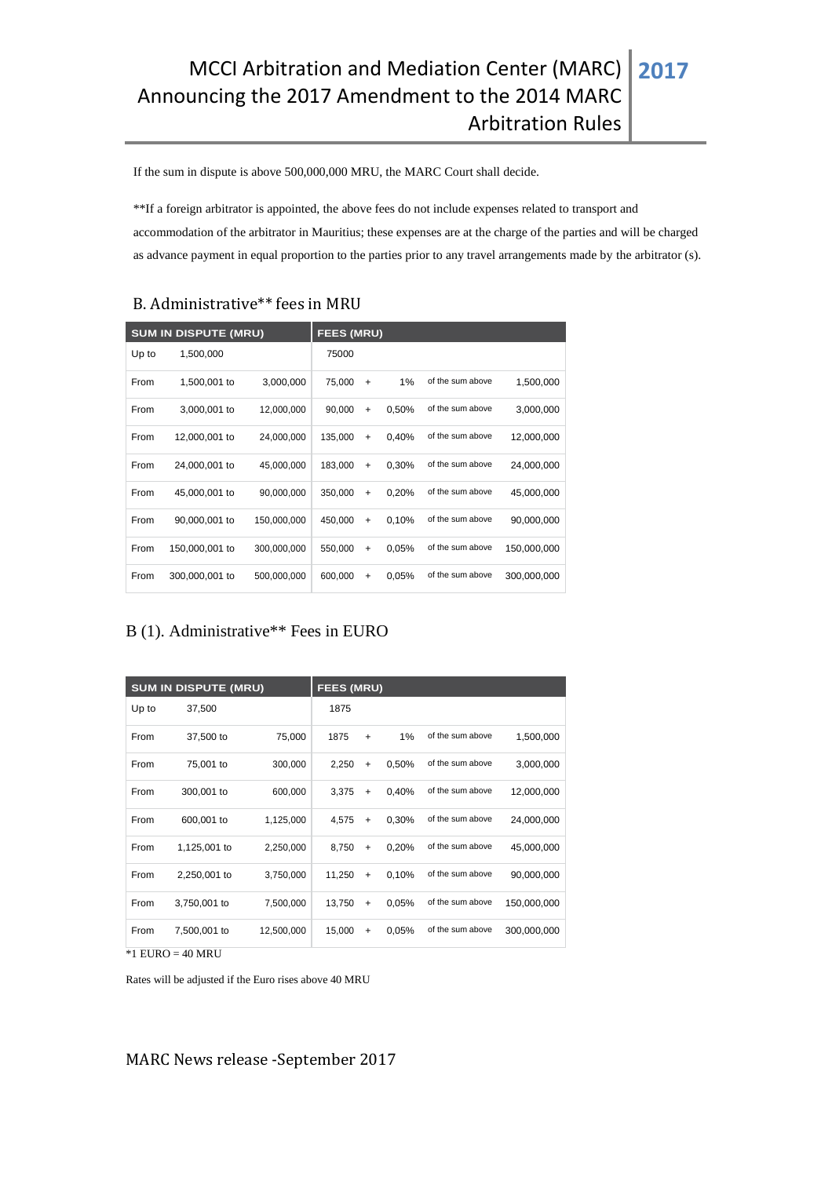If the sum in dispute is above 500,000,000 MRU, the MARC Court shall decide.

**If a foreign arbitrator is appointed, the above fees do not include expenses related to transport and accommodation of the arbitrator in Mauritius; these expenses are at the charge of the parties and will be charged as advance payment in equal proportion to the parties prior to any travel arrangements made by the arbitrator (s).

## B. Administrative** fees in MRU

| SUM IN DISPUTE (MRU) | | | FEES (MRU) | | | | |
|---|---|---|---|---|---|---|---|
| Up to | 1,500,000 | | 75000 | | | | |
| From | 1,500,001 to | 3,000,000 | 75,000 | + | 1% | of the sum above | 1,500,000 |
| From | 3,000,001 to | 12,000,000 | 90,000 | + | 0,50% | of the sum above | 3,000,000 |
| From | 12,000,001 to | 24,000,000 | 135,000 | + | 0,40% | of the sum above | 12,000,000 |
| From | 24,000,001 to | 45,000,000 | 183,000 | + | 0,30% | of the sum above | 24,000,000 |
| From | 45,000,001 to | 90,000,000 | 350,000 | + | 0,20% | of the sum above | 45,000,000 |
| From | 90,000,001 to | 150,000,000 | 450,000 | + | 0,10% | of the sum above | 90,000,000 |
| From | 150,000,001 to | 300,000,000 | 550,000 | + | 0,05% | of the sum above | 150,000,000 |
| From | 300,000,001 to | 500,000,000 | 600,000 | + | 0,05% | of the sum above | 300,000,000 |

## B (1). Administrative** Fees in EURO

| SUM IN DISPUTE (MRU) | | | FEES (MRU) | | | | |
|---|---|---|---|---|---|---|---|
| Up to | 37,500 | | 1875 | | | | |
| From | 37,500 to | 75,000 | 1875 | + | 1% | of the sum above | 1,500,000 |
| From | 75,001 to | 300,000 | 2,250 | + | 0,50% | of the sum above | 3,000,000 |
| From | 300,001 to | 600,000 | 3,375 | + | 0,40% | of the sum above | 12,000,000 |
| From | 600,001 to | 1,125,000 | 4,575 | + | 0,30% | of the sum above | 24,000,000 |
| From | 1,125,001 to | 2,250,000 | 8,750 | + | 0,20% | of the sum above | 45,000,000 |
| From | 2,250,001 to | 3,750,000 | 11,250 | + | 0,10% | of the sum above | 90,000,000 |
| From | 3,750,001 to | 7,500,000 | 13,750 | + | 0,05% | of the sum above | 150,000,000 |
| From | 7,500,001 to | 12,500,000 | 15,000 | + | 0,05% | of the sum above | 300,000,000 |

*1 EURO = 40 MRU

Rates will be adjusted if the Euro rises above 40 MRU

MARC News release -September 2017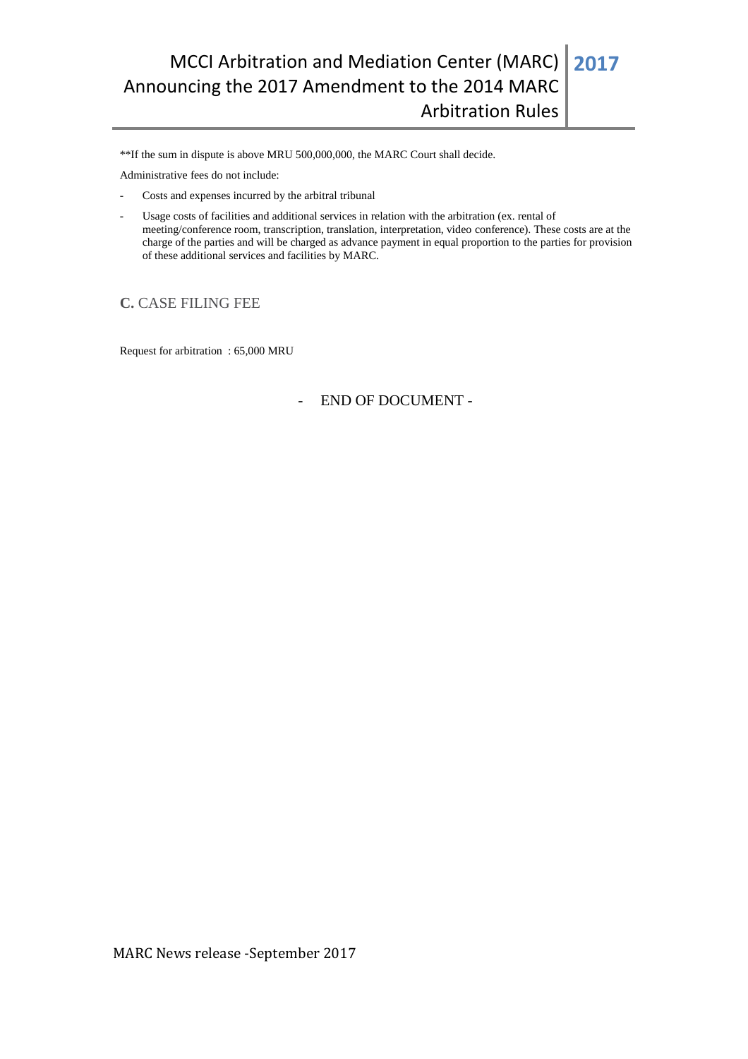**If the sum in dispute is above MRU 500,000,000, the MARC Court shall decide.

Administrative fees do not include:

- Costs and expenses incurred by the arbitral tribunal
- Usage costs of facilities and additional services in relation with the arbitration (ex. rental of meeting/conference room, transcription, translation, interpretation, video conference). These costs are at the charge of the parties and will be charged as advance payment in equal proportion to the parties for provision of these additional services and facilities by MARC.

## **C.** CASE FILING FEE

Request for arbitration : 65,000 MRU

- END OF DOCUMENT -